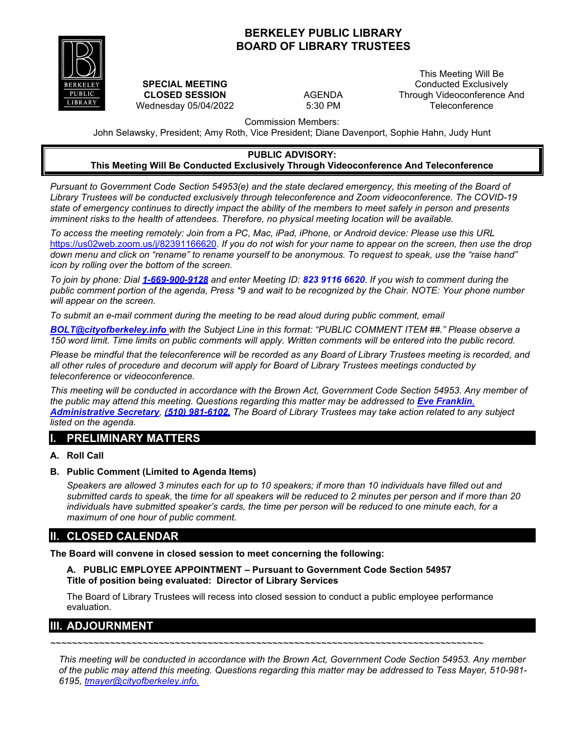# BERKELEY PUBLIC LIBRARY
# BOARD OF LIBRARY TRUSTEES

**SPECIAL MEETING**
**CLOSED SESSION**
Wednesday 05/04/2022

AGENDA
5:30 PM

This Meeting Will Be Conducted Exclusively Through Videoconference And Teleconference

Commission Members:
John Selawsky, President; Amy Roth, Vice President; Diane Davenport, Sophie Hahn, Judy Hunt

**PUBLIC ADVISORY:**
**This Meeting Will Be Conducted Exclusively Through Videoconference And Teleconference**

*Pursuant to Government Code Section 54953(e) and the state declared emergency, this meeting of the Board of Library Trustees will be conducted exclusively through teleconference and Zoom videoconference. The COVID-19 state of emergency continues to directly impact the ability of the members to meet safely in person and presents imminent risks to the health of attendees. Therefore, no physical meeting location will be available.*

*To access the meeting remotely: Join from a PC, Mac, iPad, iPhone, or Android device: Please use this URL* https://us02web.zoom.us/j/82391166620. *If you do not wish for your name to appear on the screen, then use the drop down menu and click on "rename" to rename yourself to be anonymous. To request to speak, use the "raise hand" icon by rolling over the bottom of the screen.*

*To join by phone: Dial* ***1-669-900-9128*** *and enter Meeting ID:* ***823 9116 6620****. If you wish to comment during the public comment portion of the agenda, Press \*9 and wait to be recognized by the Chair. NOTE: Your phone number will appear on the screen.*

*To submit an e-mail comment during the meeting to be read aloud during public comment, email* ***BOLT@cityofberkeley.info*** *with the Subject Line in this format: "PUBLIC COMMENT ITEM ##." Please observe a 150 word limit. Time limits on public comments will apply. Written comments will be entered into the public record.*

*Please be mindful that the teleconference will be recorded as any Board of Library Trustees meeting is recorded, and all other rules of procedure and decorum will apply for Board of Library Trustees meetings conducted by teleconference or videoconference.*

*This meeting will be conducted in accordance with the Brown Act, Government Code Section 54953. Any member of the public may attend this meeting. Questions regarding this matter may be addressed to* ***Eve Franklin, Administrative Secretary****,* ***(510) 981-6102.*** *The Board of Library Trustees may take action related to any subject listed on the agenda.*

## I. PRELIMINARY MATTERS

**A. Roll Call**

**B. Public Comment (Limited to Agenda Items)**

*Speakers are allowed 3 minutes each for up to 10 speakers; if more than 10 individuals have filled out and submitted cards to speak,* the *time for all speakers will be reduced to 2 minutes per person and if more than 20 individuals have submitted speaker's cards, the time per person will be reduced to one minute each, for a maximum of one hour of public comment.*

## II. CLOSED CALENDAR

**The Board will convene in closed session to meet concerning the following:**

**A. PUBLIC EMPLOYEE APPOINTMENT – Pursuant to Government Code Section 54957**
**Title of position being evaluated: Director of Library Services**

The Board of Library Trustees will recess into closed session to conduct a public employee performance evaluation.

## III. ADJOURNMENT

~~~~~~~~~~~~~~~~~~~~~~~~~~~~~~~~~~~~~~~~~~~~~~~~~~~~~~~~~~~~~~~~~~~~~~~~~~~~~~~~~~~~

*This meeting will be conducted in accordance with the Brown Act, Government Code Section 54953. Any member of the public may attend this meeting. Questions regarding this matter may be addressed to Tess Mayer, 510-981-6195,* tmayer@cityofberkeley.info.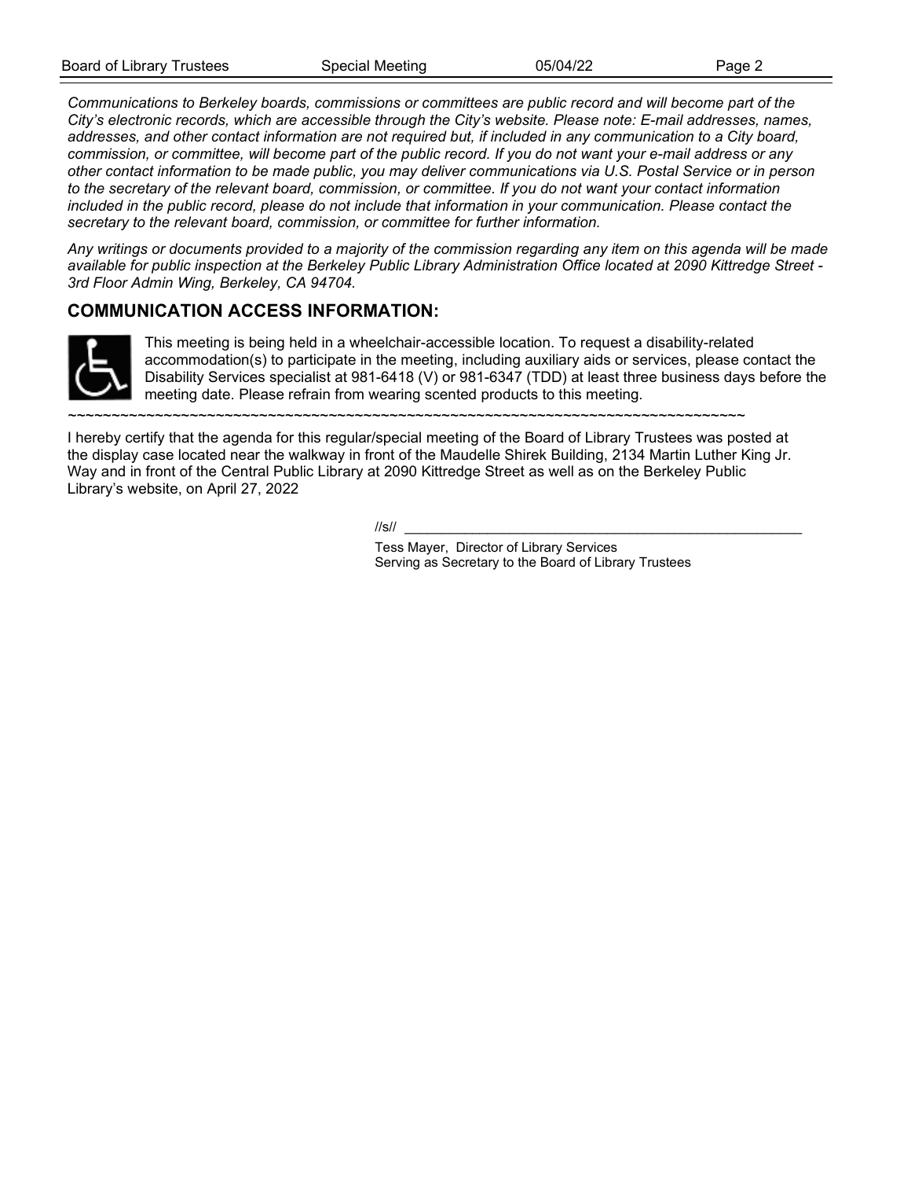*Communications to Berkeley boards, commissions or committees are public record and will become part of the City's electronic records, which are accessible through the City's website. Please note: E-mail addresses, names, addresses, and other contact information are not required but, if included in any communication to a City board, commission, or committee, will become part of the public record. If you do not want your e-mail address or any other contact information to be made public, you may deliver communications via U.S. Postal Service or in person to the secretary of the relevant board, commission, or committee. If you do not want your contact information included in the public record, please do not include that information in your communication. Please contact the secretary to the relevant board, commission, or committee for further information.*

*Any writings or documents provided to a majority of the commission regarding any item on this agenda will be made available for public inspection at the Berkeley Public Library Administration Office located at 2090 Kittredge Street - 3rd Floor Admin Wing, Berkeley, CA 94704.*

## COMMUNICATION ACCESS INFORMATION:

This meeting is being held in a wheelchair-accessible location. To request a disability-related accommodation(s) to participate in the meeting, including auxiliary aids or services, please contact the Disability Services specialist at 981-6418 (V) or 981-6347 (TDD) at least three business days before the meeting date. Please refrain from wearing scented products to this meeting.

~~~~~~~~~~~~~~~~~~~~~~~~~~~~~~~~~~~~~~~~~~~~~~~~~~~~~~~~~~~~~~~~~~~~~~~~~~~~~~

I hereby certify that the agenda for this regular/special meeting of the Board of Library Trustees was posted at the display case located near the walkway in front of the Maudelle Shirek Building, 2134 Martin Luther King Jr. Way and in front of the Central Public Library at 2090 Kittredge Street as well as on the Berkeley Public Library's website, on April 27, 2022

//s// \_\_\_\_\_\_\_\_\_\_\_\_\_\_\_\_\_\_\_\_\_\_\_\_\_\_\_\_\_\_\_\_\_\_\_\_\_\_\_\_\_\_\_\_

Tess Mayer, Director of Library Services
Serving as Secretary to the Board of Library Trustees